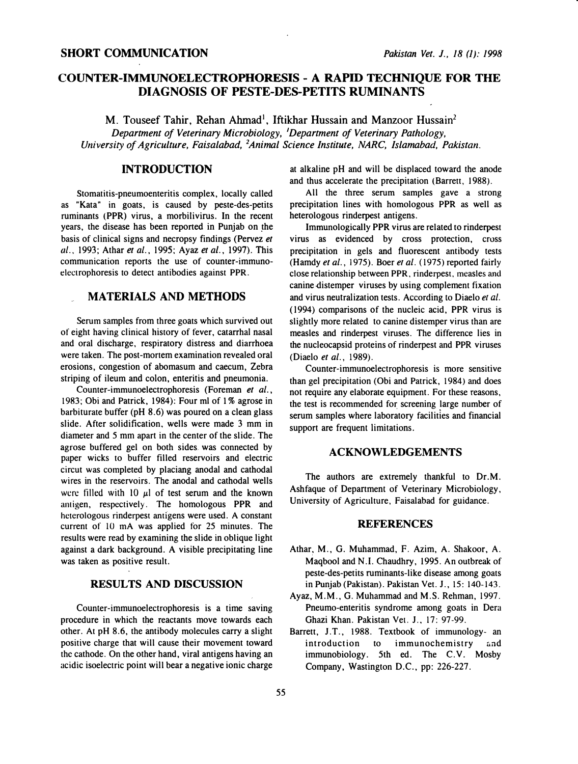SHORT COMMUNICATION

# COUNTER-IMMUNOELECTROPHORESIS - A RAPID TECHNIQUE FOR THE DIAGNOSIS OF PESTE-DES-PETITS RUMINANTS

M. Touseef Tahir, Rehan Ahmad[1], Iftikhar Hussain and Manzoor Hussain[2]

*Department of Veterinary Microbiology, [1]Department of Veterinary Pathology, University of Agriculture, Faisalabad, [2]Animal Science Institute, NARC, Islamabad, Pakistan.*

## INTRODUCTION

Stomatitis-pneumoenteritis complex, locally called as "Kata" in goats, is caused by peste-des-petits ruminants (PPR) virus, a morbilivirus. In the recent years, the disease has been reported in Punjab on the basis of clinical signs and necropsy findings (Pervez *et al.*, 1993; Athar *et al.*, 1995; Ayaz *et al.*, 1997). This communication reports the use of counter-immuno-electrophoresis to detect antibodies against PPR.

## MATERIALS AND METHODS

Serum samples from three goats which survived out of eight having clinical history of fever, catarrhal nasal and oral discharge, respiratory distress and diarrhoea were taken. The post-mortem examination revealed oral erosions, congestion of abomasum and caecum, Zebra striping of ileum and colon, enteritis and pneumonia.

Counter-immunoelectrophoresis (Foreman *et al.*, 1983; Obi and Patrick, 1984): Four ml of 1% agrose in barbiturate buffer (pH 8.6) was poured on a clean glass slide. After solidification, wells were made 3 mm in diameter and 5 mm apart in the center of the slide. The agrose buffered gel on both sides was connected by paper wicks to buffer filled reservoirs and electric circut was completed by placiang anodal and cathodal wires in the reservoirs. The anodal and cathodal wells were filled with 10 $\mu$l of test serum and the known antigen, respectively. The homologous PPR and heterologous rinderpest antigens were used. A constant current of 10 mA was applied for 25 minutes. The results were read by examining the slide in oblique light against a dark background. A visible precipitating line was taken as positive result.

## RESULTS AND DISCUSSION

Counter-immunoelectrophoresis is a time saving procedure in which the reactants move towards each other. At pH 8.6, the antibody molecules carry a slight positive charge that will cause their movement toward the cathode. On the other hand, viral antigens having an acidic isoelectric point will bear a negative ionic charge at alkaline pH and will be displaced toward the anode and thus accelerate the precipitation (Barrett, 1988).

All the three serum samples gave a strong precipitation lines with homologous PPR as well as heterologous rinderpest antigens.

Immunologically PPR virus are related to rinderpest virus as evidenced by cross protection, cross precipitation in gels and fluorescent antibody tests (Hamdy *et al.*, 1975). Boer *et al.* (1975) reported fairly close relationship between PPR, rinderpest, measles and canine distemper viruses by using complement fixation and virus neutralization tests. According to Diaelo *et al.* (1994) comparisons of the nucleic acid, PPR virus is slightly more related to canine distemper virus than are measles and rinderpest viruses. The difference lies in the nucleocapsid proteins of rinderpest and PPR viruses (Diaelo *et al.*, 1989).

Counter-immunoelectrophoresis is more sensitive than gel precipitation (Obi and Patrick, 1984) and does not require any elaborate equipment. For these reasons, the test is recommended for screening large number of serum samples where laboratory facilities and financial support are frequent limitations.

## ACKNOWLEDGEMENTS

The authors are extremely thankful to Dr.M. Ashfaque of Department of Veterinary Microbiology, University of Agriculture, Faisalabad for guidance.

## REFERENCES

Athar, M., G. Muhammad, F. Azim, A. Shakoor, A. Maqbool and N.I. Chaudhry, 1995. An outbreak of peste-des-petits ruminants-like disease among goats in Punjab (Pakistan). Pakistan Vet. J., 15: 140-143.

Ayaz, M.M., G. Muhammad and M.S. Rehman, 1997. Pneumo-enteritis syndrome among goats in Dera Ghazi Khan. Pakistan Vet. J., 17: 97-99.

Barrett, J.T., 1988. Textbook of immunology- an introduction to immunochemistry and immunobiology. 5th ed. The C.V. Mosby Company, Wastington D.C., pp: 226-227.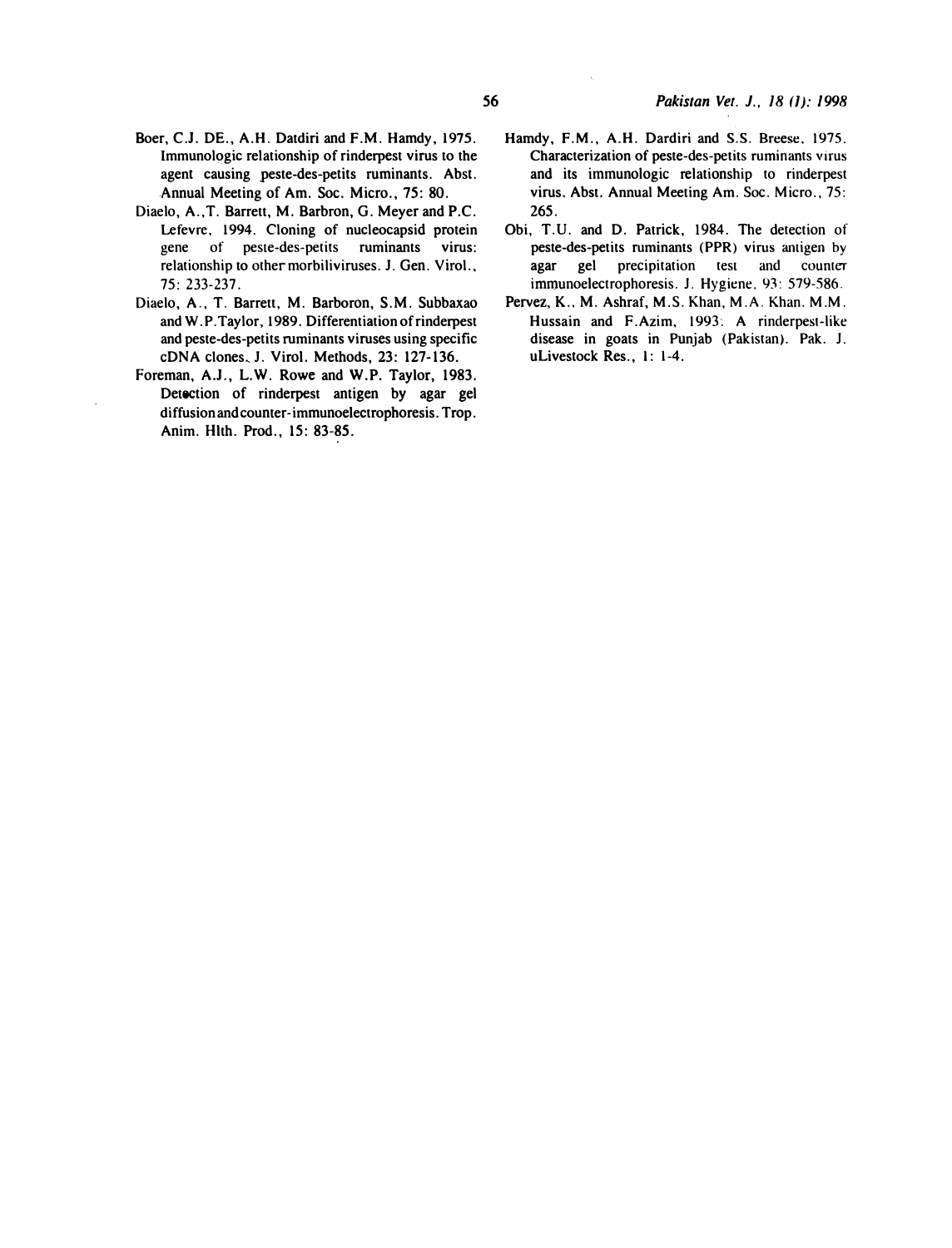Boer, C.J. DE., A.H. Datdiri and F.M. Hamdy, 1975. Immunologic relationship of rinderpest virus to the agent causing peste-des-petits ruminants. Abst. Annual Meeting of Am. Soc. Micro., 75: 80.

Diaelo, A.,T. Barrett, M. Barbron, G. Meyer and P.C. Lefevre, 1994. Cloning of nucleocapsid protein gene of peste-des-petits ruminants virus: relationship to other morbiliviruses. J. Gen. Virol., 75: 233-237.

Diaelo, A., T. Barrett, M. Barboron, S.M. Subbaxao and W.P.Taylor, 1989. Differentiation of rinderpest and peste-des-petits ruminants viruses using specific cDNA clones. J. Virol. Methods, 23: 127-136.

Foreman, A.J., L.W. Rowe and W.P. Taylor, 1983. Detection of rinderpest antigen by agar gel diffusion and counter-immunoelectrophoresis. Trop. Anim. Hlth. Prod., 15: 83-85.

Hamdy, F.M., A.H. Dardiri and S.S. Breese, 1975. Characterization of peste-des-petits ruminants virus and its immunologic relationship to rinderpest virus. Abst. Annual Meeting Am. Soc. Micro., 75: 265.

Obi, T.U. and D. Patrick, 1984. The detection of peste-des-petits ruminants (PPR) virus antigen by agar gel precipitation test and counter immunoelectrophoresis. J. Hygiene, 93: 579-586.

Pervez, K., M. Ashraf, M.S. Khan, M.A. Khan, M.M. Hussain and F.Azim, 1993. A rinderpest-like disease in goats in Punjab (Pakistan). Pak. J. uLivestock Res., 1: 1-4.